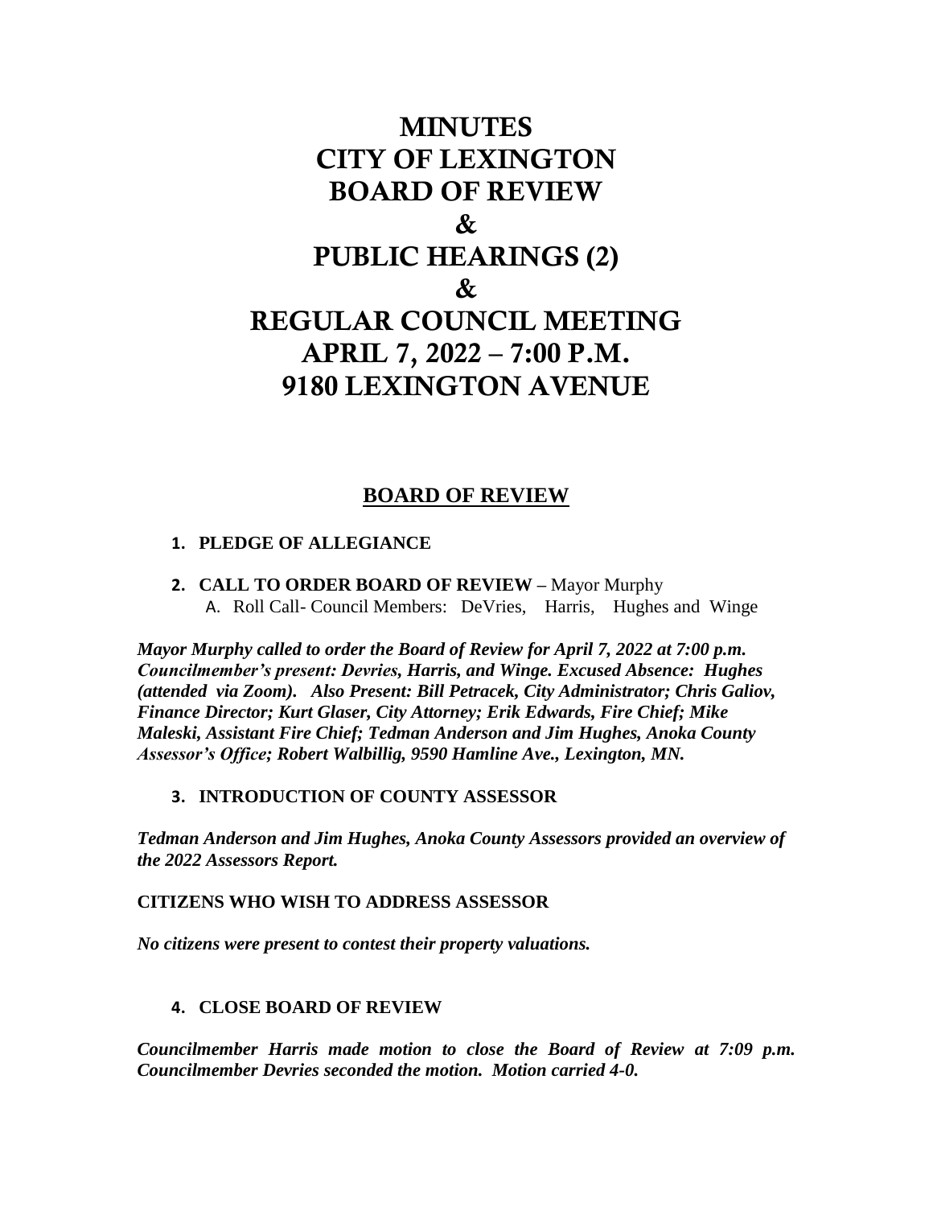# MINUTES
# CITY OF LEXINGTON
# BOARD OF REVIEW
# &
# PUBLIC HEARINGS (2)
# &
# REGULAR COUNCIL MEETING
# APRIL 7, 2022 – 7:00 P.M.
# 9180 LEXINGTON AVENUE

## BOARD OF REVIEW

1. **PLEDGE OF ALLEGIANCE**

2. **CALL TO ORDER BOARD OF REVIEW –** Mayor Murphy
   A. Roll Call- Council Members: DeVries, Harris, Hughes and Winge

***Mayor Murphy called to order the Board of Review for April 7, 2022 at 7:00 p.m. Councilmember's present: Devries, Harris, and Winge. Excused Absence: Hughes (attended via Zoom). Also Present: Bill Petracek, City Administrator; Chris Galiov, Finance Director; Kurt Glaser, City Attorney; Erik Edwards, Fire Chief; Mike Maleski, Assistant Fire Chief; Tedman Anderson and Jim Hughes, Anoka County Assessor's Office; Robert Walbillig, 9590 Hamline Ave., Lexington, MN.***

3. **INTRODUCTION OF COUNTY ASSESSOR**

***Tedman Anderson and Jim Hughes, Anoka County Assessors provided an overview of the 2022 Assessors Report.***

**CITIZENS WHO WISH TO ADDRESS ASSESSOR**

***No citizens were present to contest their property valuations.***

4. **CLOSE BOARD OF REVIEW**

***Councilmember Harris made motion to close the Board of Review at 7:09 p.m. Councilmember Devries seconded the motion. Motion carried 4-0.***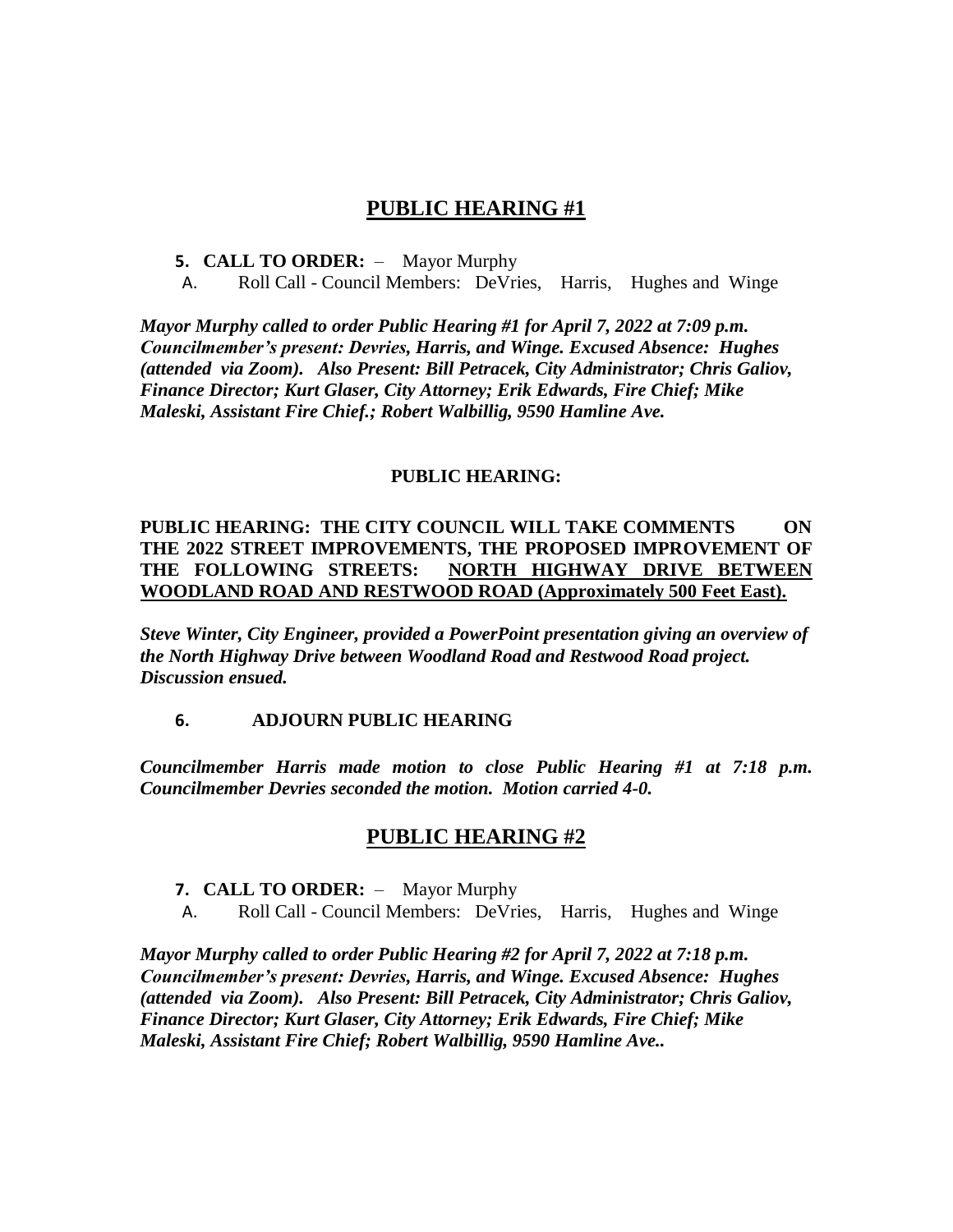## PUBLIC HEARING #1

**5. CALL TO ORDER:** – Mayor Murphy

A. Roll Call - Council Members: DeVries, Harris, Hughes and Winge

***Mayor Murphy called to order Public Hearing #1 for April 7, 2022 at 7:09 p.m. Councilmember's present: Devries, Harris, and Winge. Excused Absence: Hughes (attended via Zoom). Also Present: Bill Petracek, City Administrator; Chris Galiov, Finance Director; Kurt Glaser, City Attorney; Erik Edwards, Fire Chief; Mike Maleski, Assistant Fire Chief.; Robert Walbillig, 9590 Hamline Ave.***

**PUBLIC HEARING:**

**PUBLIC HEARING: THE CITY COUNCIL WILL TAKE COMMENTS ON THE 2022 STREET IMPROVEMENTS, THE PROPOSED IMPROVEMENT OF THE FOLLOWING STREETS: <u>NORTH HIGHWAY DRIVE BETWEEN WOODLAND ROAD AND RESTWOOD ROAD (Approximately 500 Feet East).</u>**

***Steve Winter, City Engineer, provided a PowerPoint presentation giving an overview of the North Highway Drive between Woodland Road and Restwood Road project. Discussion ensued.***

**6. ADJOURN PUBLIC HEARING**

***Councilmember Harris made motion to close Public Hearing #1 at 7:18 p.m. Councilmember Devries seconded the motion. Motion carried 4-0.***

## PUBLIC HEARING #2

**7. CALL TO ORDER:** – Mayor Murphy

A. Roll Call - Council Members: DeVries, Harris, Hughes and Winge

***Mayor Murphy called to order Public Hearing #2 for April 7, 2022 at 7:18 p.m. Councilmember's present: Devries, Harris, and Winge. Excused Absence: Hughes (attended via Zoom). Also Present: Bill Petracek, City Administrator; Chris Galiov, Finance Director; Kurt Glaser, City Attorney; Erik Edwards, Fire Chief; Mike Maleski, Assistant Fire Chief; Robert Walbillig, 9590 Hamline Ave..***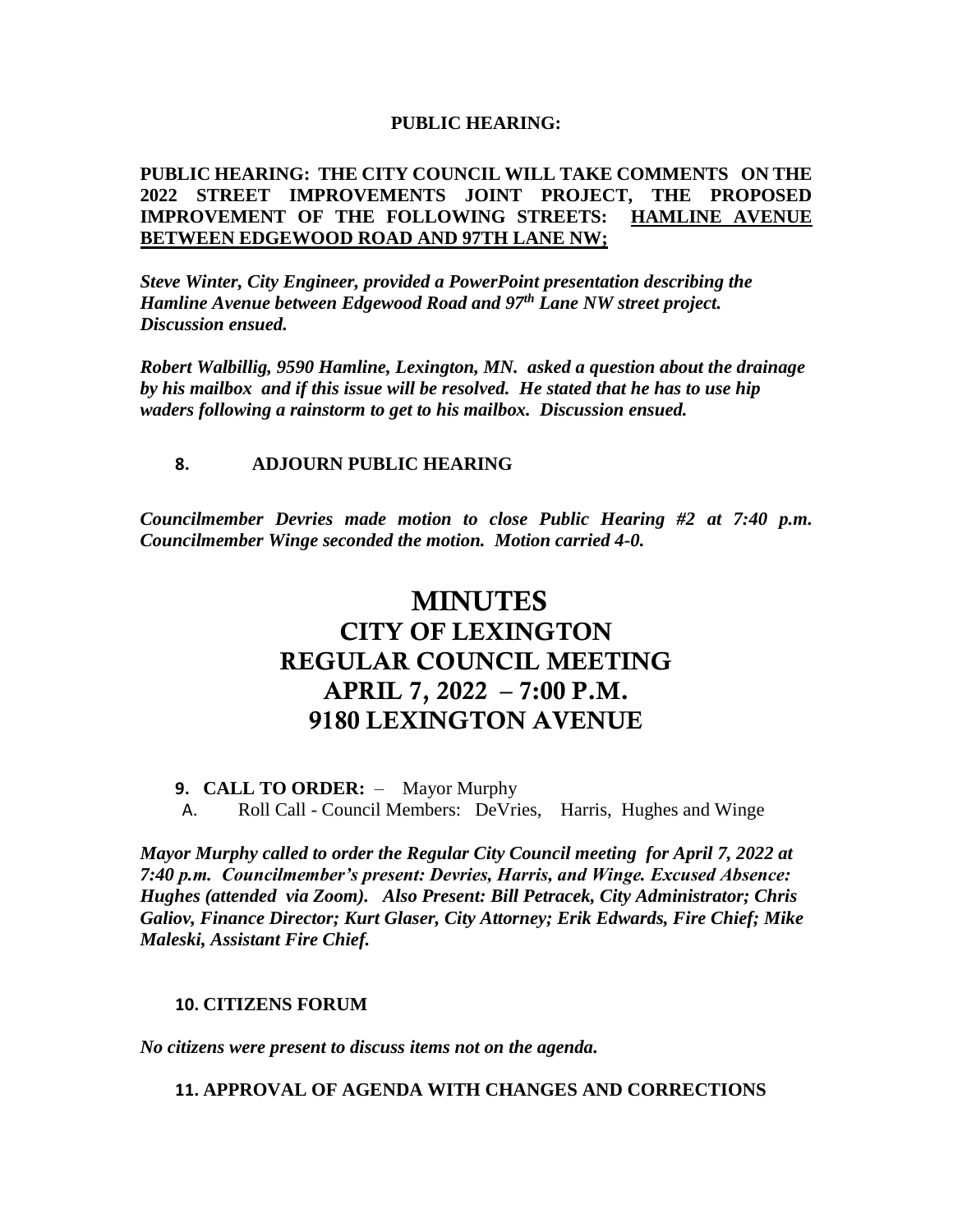**PUBLIC HEARING:**

**PUBLIC HEARING: THE CITY COUNCIL WILL TAKE COMMENTS ON THE 2022 STREET IMPROVEMENTS JOINT PROJECT, THE PROPOSED IMPROVEMENT OF THE FOLLOWING STREETS: <u>HAMLINE AVENUE BETWEEN EDGEWOOD ROAD AND 97TH LANE NW;</u>**

***Steve Winter, City Engineer, provided a PowerPoint presentation describing the Hamline Avenue between Edgewood Road and 97th Lane NW street project. Discussion ensued.***

***Robert Walbillig, 9590 Hamline, Lexington, MN. asked a question about the drainage by his mailbox and if this issue will be resolved. He stated that he has to use hip waders following a rainstorm to get to his mailbox. Discussion ensued.***

**8. ADJOURN PUBLIC HEARING**

***Councilmember Devries made motion to close Public Hearing #2 at 7:40 p.m. Councilmember Winge seconded the motion. Motion carried 4-0.***

# MINUTES
# CITY OF LEXINGTON
# REGULAR COUNCIL MEETING
# APRIL 7, 2022 – 7:00 P.M.
# 9180 LEXINGTON AVENUE

**9. CALL TO ORDER:** – Mayor Murphy

A. Roll Call - Council Members: DeVries, Harris, Hughes and Winge

***Mayor Murphy called to order the Regular City Council meeting for April 7, 2022 at 7:40 p.m. Councilmember's present: Devries, Harris, and Winge. Excused Absence: Hughes (attended via Zoom). Also Present: Bill Petracek, City Administrator; Chris Galiov, Finance Director; Kurt Glaser, City Attorney; Erik Edwards, Fire Chief; Mike Maleski, Assistant Fire Chief.***

**10. CITIZENS FORUM**

***No citizens were present to discuss items not on the agenda.***

**11. APPROVAL OF AGENDA WITH CHANGES AND CORRECTIONS**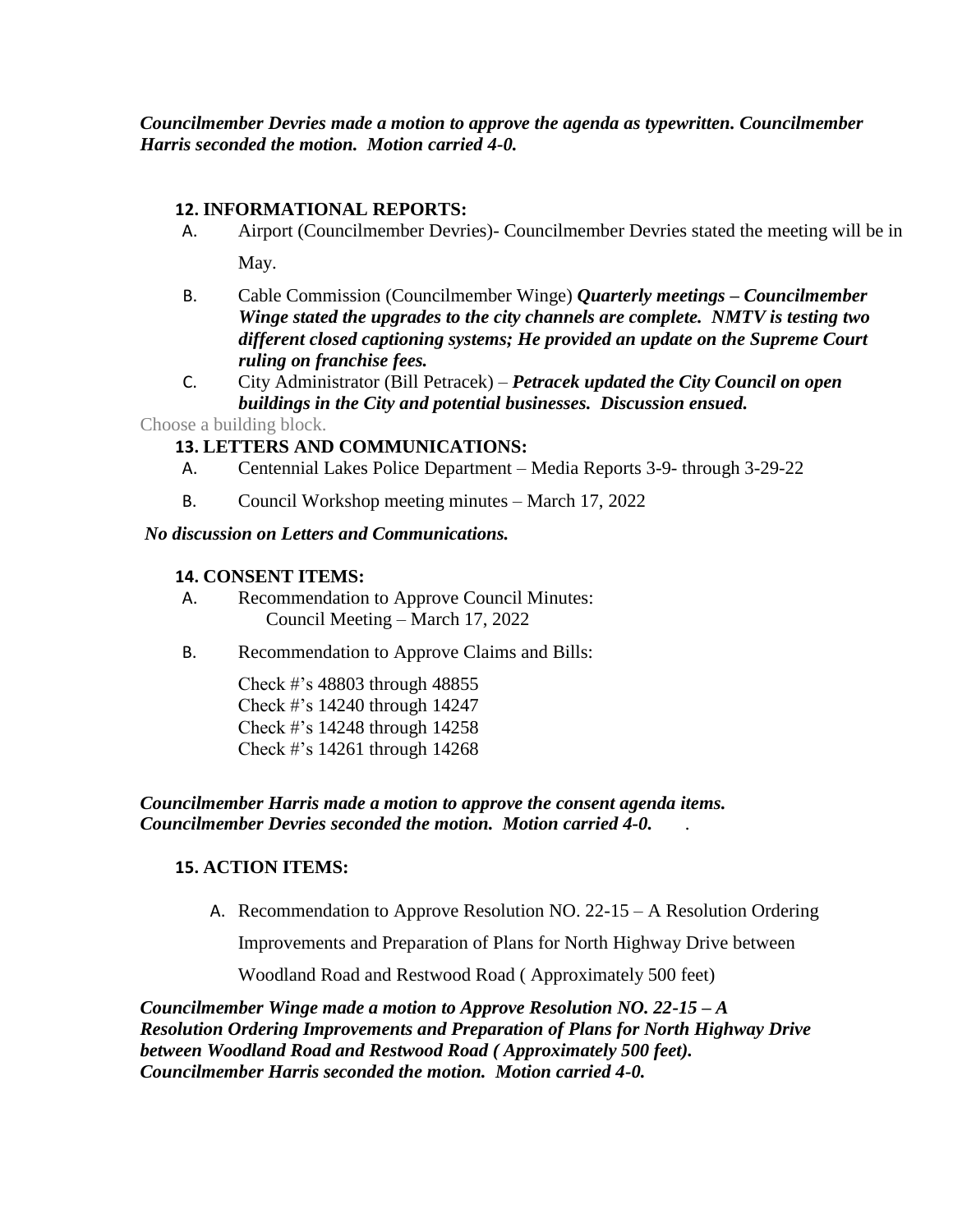***Councilmember Devries made a motion to approve the agenda as typewritten. Councilmember Harris seconded the motion. Motion carried 4-0.***

### 12. INFORMATIONAL REPORTS:

A. Airport (Councilmember Devries)- Councilmember Devries stated the meeting will be in May.

B. Cable Commission (Councilmember Winge) ***Quarterly meetings – Councilmember Winge stated the upgrades to the city channels are complete. NMTV is testing two different closed captioning systems; He provided an update on the Supreme Court ruling on franchise fees.***

C. City Administrator (Bill Petracek) – ***Petracek updated the City Council on open buildings in the City and potential businesses. Discussion ensued.***

Choose a building block.

### 13. LETTERS AND COMMUNICATIONS:

A. Centennial Lakes Police Department – Media Reports 3-9- through 3-29-22

B. Council Workshop meeting minutes – March 17, 2022

***No discussion on Letters and Communications.***

### 14. CONSENT ITEMS:

A. Recommendation to Approve Council Minutes:
   Council Meeting – March 17, 2022

B. Recommendation to Approve Claims and Bills:

   Check #'s 48803 through 48855
   Check #'s 14240 through 14247
   Check #'s 14248 through 14258
   Check #'s 14261 through 14268

***Councilmember Harris made a motion to approve the consent agenda items. Councilmember Devries seconded the motion. Motion carried 4-0.*** .

### 15. ACTION ITEMS:

A. Recommendation to Approve Resolution NO. 22-15 – A Resolution Ordering Improvements and Preparation of Plans for North Highway Drive between Woodland Road and Restwood Road ( Approximately 500 feet)

***Councilmember Winge made a motion to Approve Resolution NO. 22-15 – A Resolution Ordering Improvements and Preparation of Plans for North Highway Drive between Woodland Road and Restwood Road ( Approximately 500 feet). Councilmember Harris seconded the motion. Motion carried 4-0.***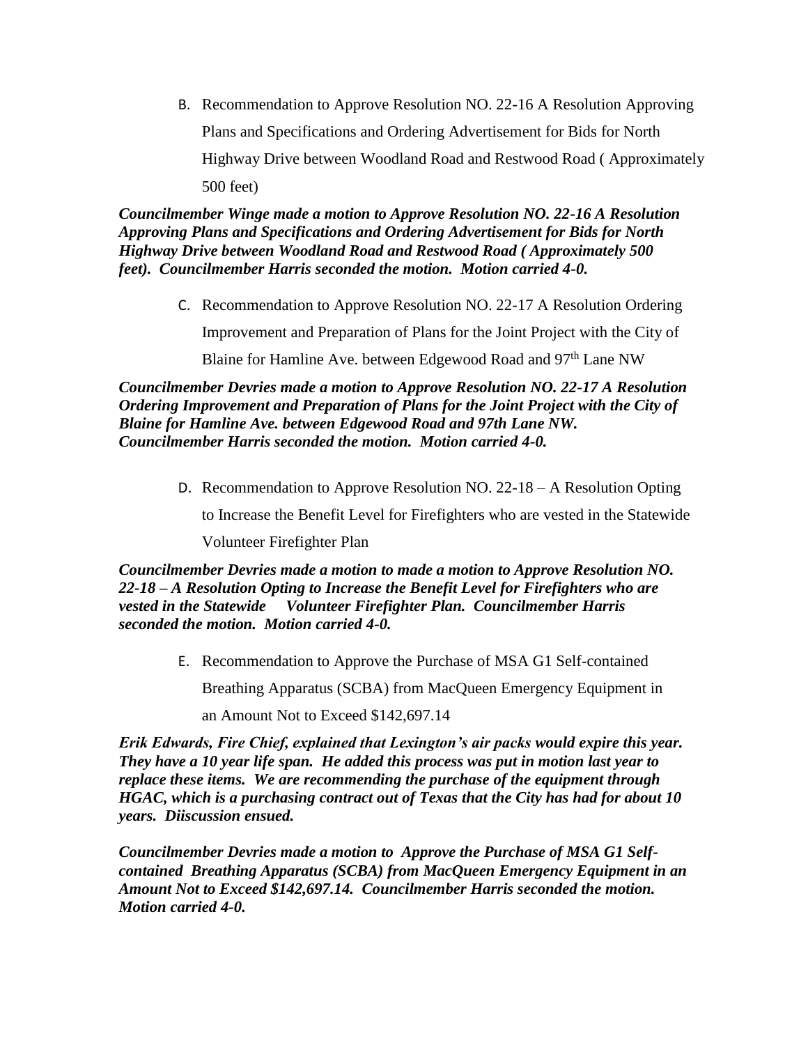B. Recommendation to Approve Resolution NO. 22-16 A Resolution Approving Plans and Specifications and Ordering Advertisement for Bids for North Highway Drive between Woodland Road and Restwood Road ( Approximately 500 feet)

***Councilmember Winge made a motion to Approve Resolution NO. 22-16 A Resolution Approving Plans and Specifications and Ordering Advertisement for Bids for North Highway Drive between Woodland Road and Restwood Road ( Approximately 500 feet). Councilmember Harris seconded the motion. Motion carried 4-0.***

C. Recommendation to Approve Resolution NO. 22-17 A Resolution Ordering Improvement and Preparation of Plans for the Joint Project with the City of Blaine for Hamline Ave. between Edgewood Road and 97th Lane NW

***Councilmember Devries made a motion to Approve Resolution NO. 22-17 A Resolution Ordering Improvement and Preparation of Plans for the Joint Project with the City of Blaine for Hamline Ave. between Edgewood Road and 97th Lane NW. Councilmember Harris seconded the motion. Motion carried 4-0.***

D. Recommendation to Approve Resolution NO. 22-18 – A Resolution Opting to Increase the Benefit Level for Firefighters who are vested in the Statewide Volunteer Firefighter Plan

***Councilmember Devries made a motion to made a motion to Approve Resolution NO. 22-18 – A Resolution Opting to Increase the Benefit Level for Firefighters who are vested in the Statewide Volunteer Firefighter Plan. Councilmember Harris seconded the motion. Motion carried 4-0.***

E. Recommendation to Approve the Purchase of MSA G1 Self-contained Breathing Apparatus (SCBA) from MacQueen Emergency Equipment in an Amount Not to Exceed $142,697.14

***Erik Edwards, Fire Chief, explained that Lexington's air packs would expire this year. They have a 10 year life span. He added this process was put in motion last year to replace these items. We are recommending the purchase of the equipment through HGAC, which is a purchasing contract out of Texas that the City has had for about 10 years. Diiscussion ensued.***

***Councilmember Devries made a motion to Approve the Purchase of MSA G1 Self-contained Breathing Apparatus (SCBA) from MacQueen Emergency Equipment in an Amount Not to Exceed $142,697.14. Councilmember Harris seconded the motion. Motion carried 4-0.***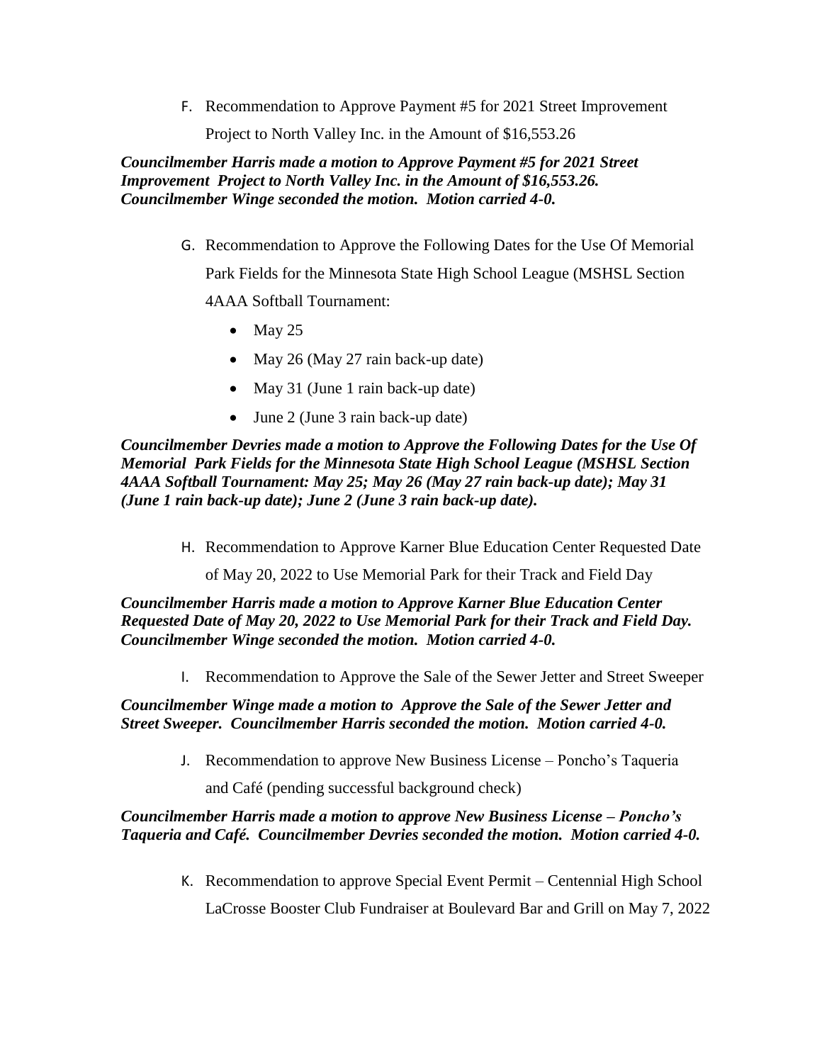F. Recommendation to Approve Payment #5 for 2021 Street Improvement Project to North Valley Inc. in the Amount of $16,553.26

***Councilmember Harris made a motion to Approve Payment #5 for 2021 Street Improvement Project to North Valley Inc. in the Amount of $16,553.26. Councilmember Winge seconded the motion. Motion carried 4-0.***

G. Recommendation to Approve the Following Dates for the Use Of Memorial Park Fields for the Minnesota State High School League (MSHSL Section 4AAA Softball Tournament:

- May 25
- May 26 (May 27 rain back-up date)
- May 31 (June 1 rain back-up date)
- June 2 (June 3 rain back-up date)

***Councilmember Devries made a motion to Approve the Following Dates for the Use Of Memorial Park Fields for the Minnesota State High School League (MSHSL Section 4AAA Softball Tournament: May 25; May 26 (May 27 rain back-up date); May 31 (June 1 rain back-up date); June 2 (June 3 rain back-up date).***

H. Recommendation to Approve Karner Blue Education Center Requested Date of May 20, 2022 to Use Memorial Park for their Track and Field Day

***Councilmember Harris made a motion to Approve Karner Blue Education Center Requested Date of May 20, 2022 to Use Memorial Park for their Track and Field Day. Councilmember Winge seconded the motion. Motion carried 4-0.***

I. Recommendation to Approve the Sale of the Sewer Jetter and Street Sweeper

***Councilmember Winge made a motion to Approve the Sale of the Sewer Jetter and Street Sweeper. Councilmember Harris seconded the motion. Motion carried 4-0.***

J. Recommendation to approve New Business License – Poncho's Taqueria and Café (pending successful background check)

***Councilmember Harris made a motion to approve New Business License – Poncho's Taqueria and Café. Councilmember Devries seconded the motion. Motion carried 4-0.***

K. Recommendation to approve Special Event Permit – Centennial High School LaCrosse Booster Club Fundraiser at Boulevard Bar and Grill on May 7, 2022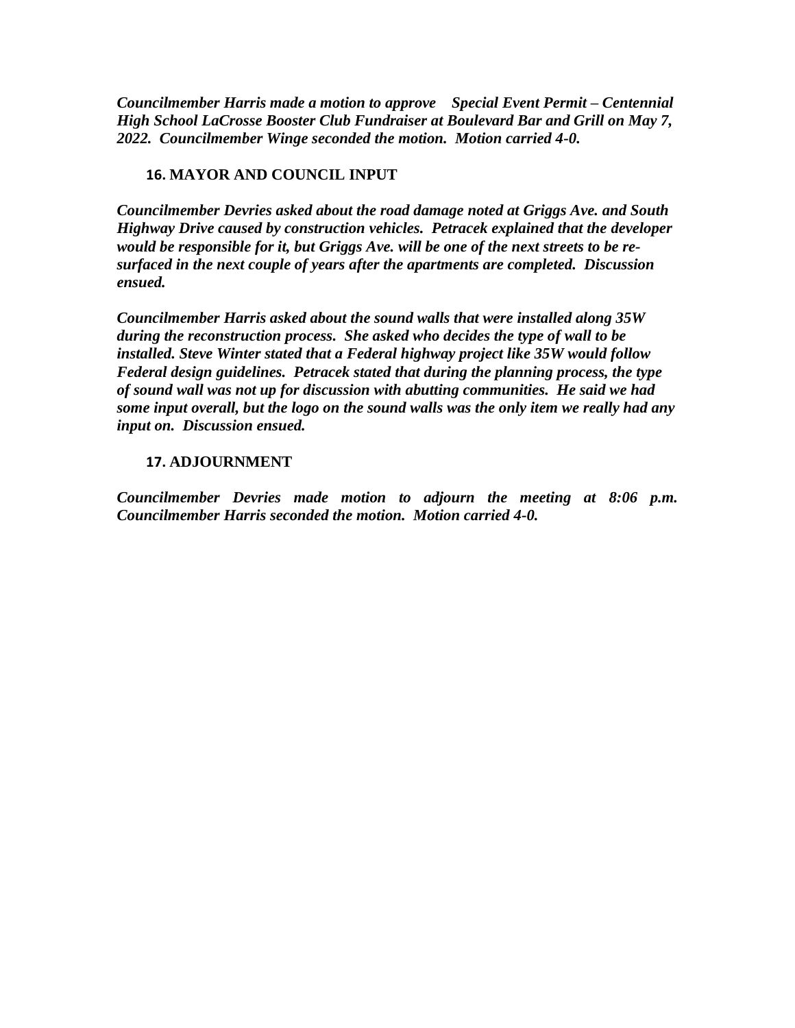***Councilmember Harris made a motion to approve Special Event Permit – Centennial High School LaCrosse Booster Club Fundraiser at Boulevard Bar and Grill on May 7, 2022. Councilmember Winge seconded the motion. Motion carried 4-0.***

### 16. MAYOR AND COUNCIL INPUT

***Councilmember Devries asked about the road damage noted at Griggs Ave. and South Highway Drive caused by construction vehicles. Petracek explained that the developer would be responsible for it, but Griggs Ave. will be one of the next streets to be re-surfaced in the next couple of years after the apartments are completed. Discussion ensued.***

***Councilmember Harris asked about the sound walls that were installed along 35W during the reconstruction process. She asked who decides the type of wall to be installed. Steve Winter stated that a Federal highway project like 35W would follow Federal design guidelines. Petracek stated that during the planning process, the type of sound wall was not up for discussion with abutting communities. He said we had some input overall, but the logo on the sound walls was the only item we really had any input on. Discussion ensued.***

### 17. ADJOURNMENT

***Councilmember Devries made motion to adjourn the meeting at 8:06 p.m. Councilmember Harris seconded the motion. Motion carried 4-0.***